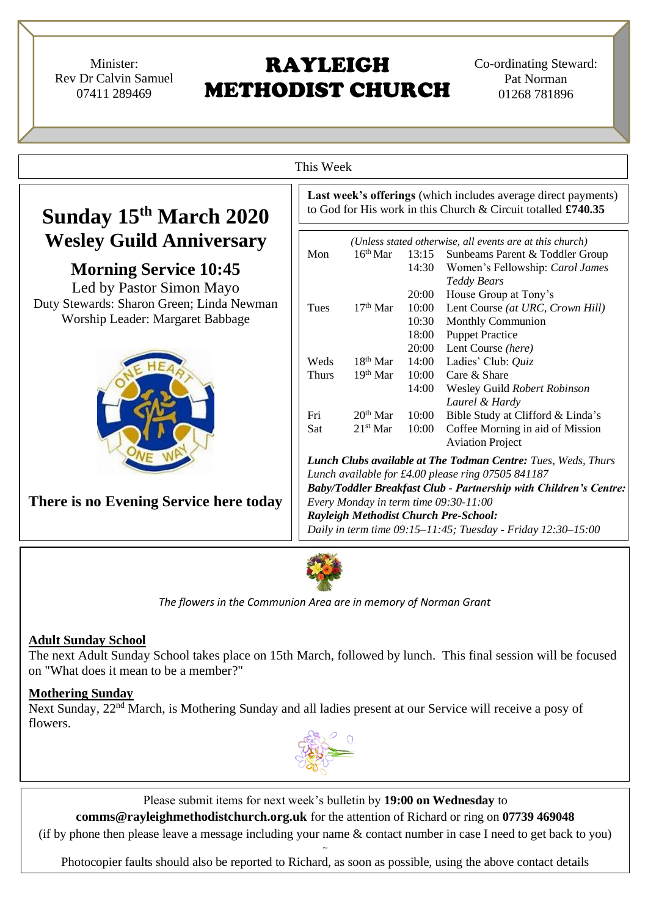Minister:
Rev Dr Calvin Samuel
07411 289469

# RAYLEIGH METHODIST CHURCH

Co-ordinating Steward:
Pat Norman
01268 781896

This Week

## Sunday 15th March 2020
## Wesley Guild Anniversary

### Morning Service 10:45

Led by Pastor Simon Mayo
Duty Stewards: Sharon Green; Linda Newman
Worship Leader: Margaret Babbage

**There is no Evening Service here today**

**Last week's offerings** (which includes average direct payments) to God for His work in this Church & Circuit totalled **£740.35**

*(Unless stated otherwise, all events are at this church)*

| | | | |
|---|---|---|---|
| Mon | 16th Mar | 13:15 | Sunbeams Parent & Toddler Group |
| | | 14:30 | Women's Fellowship: *Carol James Teddy Bears* |
| | | 20:00 | House Group at Tony's |
| Tues | 17th Mar | 10:00 | Lent Course *(at URC, Crown Hill)* |
| | | 10:30 | Monthly Communion |
| | | 18:00 | Puppet Practice |
| | | 20:00 | Lent Course *(here)* |
| Weds | 18th Mar | 14:00 | Ladies' Club: *Quiz* |
| Thurs | 19th Mar | 10:00 | Care & Share |
| | | 14:00 | Wesley Guild *Robert Robinson Laurel & Hardy* |
| Fri | 20th Mar | 10:00 | Bible Study at Clifford & Linda's |
| Sat | 21st Mar | 10:00 | Coffee Morning in aid of Mission Aviation Project |

***Lunch Clubs available at The Todman Centre:*** *Tues, Weds, Thurs*
*Lunch available for £4.00 please ring 07505 841187*
***Baby/Toddler Breakfast Club - Partnership with Children's Centre:***
*Every Monday in term time 09:30-11:00*
***Rayleigh Methodist Church Pre-School:***
*Daily in term time 09:15–11:45; Tuesday - Friday 12:30–15:00*

*The flowers in the Communion Area are in memory of Norman Grant*

**Adult Sunday School**

The next Adult Sunday School takes place on 15th March, followed by lunch. This final session will be focused on "What does it mean to be a member?"

**Mothering Sunday**

Next Sunday, 22nd March, is Mothering Sunday and all ladies present at our Service will receive a posy of flowers.

Please submit items for next week's bulletin by **19:00 on Wednesday** to **comms@rayleighmethodistchurch.org.uk** for the attention of Richard or ring on **07739 469048**
(if by phone then please leave a message including your name & contact number in case I need to get back to you)

~

Photocopier faults should also be reported to Richard, as soon as possible, using the above contact details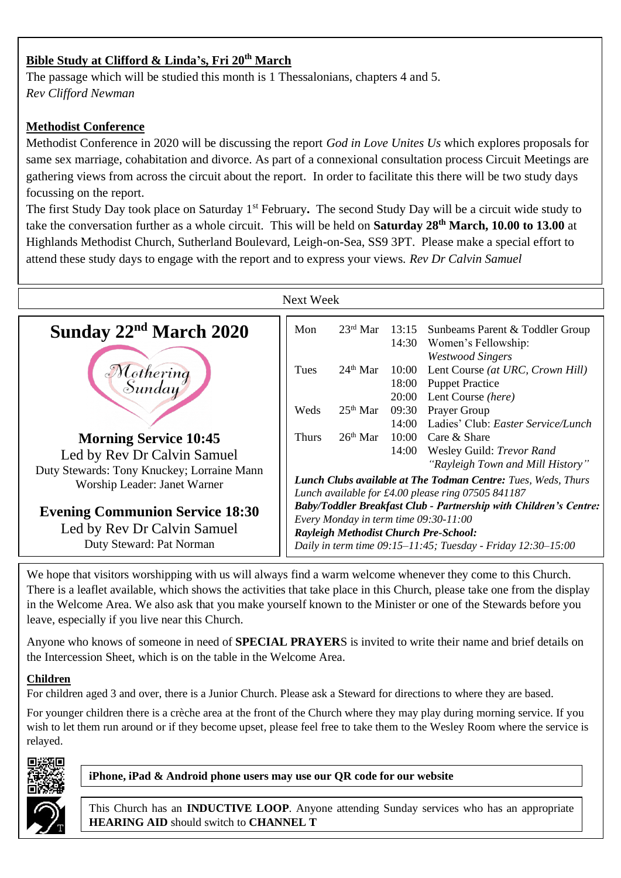**Bible Study at Clifford & Linda's, Fri 20th March**

The passage which will be studied this month is 1 Thessalonians, chapters 4 and 5.
*Rev Clifford Newman*

**Methodist Conference**

Methodist Conference in 2020 will be discussing the report *God in Love Unites Us* which explores proposals for same sex marriage, cohabitation and divorce. As part of a connexional consultation process Circuit Meetings are gathering views from across the circuit about the report. In order to facilitate this there will be two study days focussing on the report.
The first Study Day took place on Saturday 1st February**.** The second Study Day will be a circuit wide study to take the conversation further as a whole circuit. This will be held on **Saturday 28th March, 10.00 to 13.00** at Highlands Methodist Church, Sutherland Boulevard, Leigh-on-Sea, SS9 3PT. Please make a special effort to attend these study days to engage with the report and to express your views. *Rev Dr Calvin Samuel*

Next Week

# Sunday 22nd March 2020

Mothering Sunday

**Morning Service 10:45**
Led by Rev Dr Calvin Samuel
Duty Stewards: Tony Knuckey; Lorraine Mann
Worship Leader: Janet Warner

**Evening Communion Service 18:30**
Led by Rev Dr Calvin Samuel
Duty Steward: Pat Norman

| | | | |
|---|---|---|---|
| Mon | 23rd Mar | 13:15 | Sunbeams Parent & Toddler Group |
| | | 14:30 | Women's Fellowship: *Westwood Singers* |
| Tues | 24th Mar | 10:00 | Lent Course *(at URC, Crown Hill)* |
| | | 18:00 | Puppet Practice |
| | | 20:00 | Lent Course *(here)* |
| Weds | 25th Mar | 09:30 | Prayer Group |
| | | 14:00 | Ladies' Club: *Easter Service/Lunch* |
| Thurs | 26th Mar | 10:00 | Care & Share |
| | | 14:00 | Wesley Guild: *Trevor Rand "Rayleigh Town and Mill History"* |

***Lunch Clubs available at The Todman Centre:*** *Tues, Weds, Thurs*
*Lunch available for £4.00 please ring 07505 841187*
***Baby/Toddler Breakfast Club - Partnership with Children's Centre:***
*Every Monday in term time 09:30-11:00*
***Rayleigh Methodist Church Pre-School:***
*Daily in term time 09:15–11:45; Tuesday - Friday 12:30–15:00*

We hope that visitors worshipping with us will always find a warm welcome whenever they come to this Church. There is a leaflet available, which shows the activities that take place in this Church, please take one from the display in the Welcome Area. We also ask that you make yourself known to the Minister or one of the Stewards before you leave, especially if you live near this Church.

Anyone who knows of someone in need of **SPECIAL PRAYER**S is invited to write their name and brief details on the Intercession Sheet, which is on the table in the Welcome Area.

**Children**

For children aged 3 and over, there is a Junior Church. Please ask a Steward for directions to where they are based.

For younger children there is a crèche area at the front of the Church where they may play during morning service. If you wish to let them run around or if they become upset, please feel free to take them to the Wesley Room where the service is relayed.

**iPhone, iPad & Android phone users may use our QR code for our website**

This Church has an **INDUCTIVE LOOP**. Anyone attending Sunday services who has an appropriate **HEARING AID** should switch to **CHANNEL T**